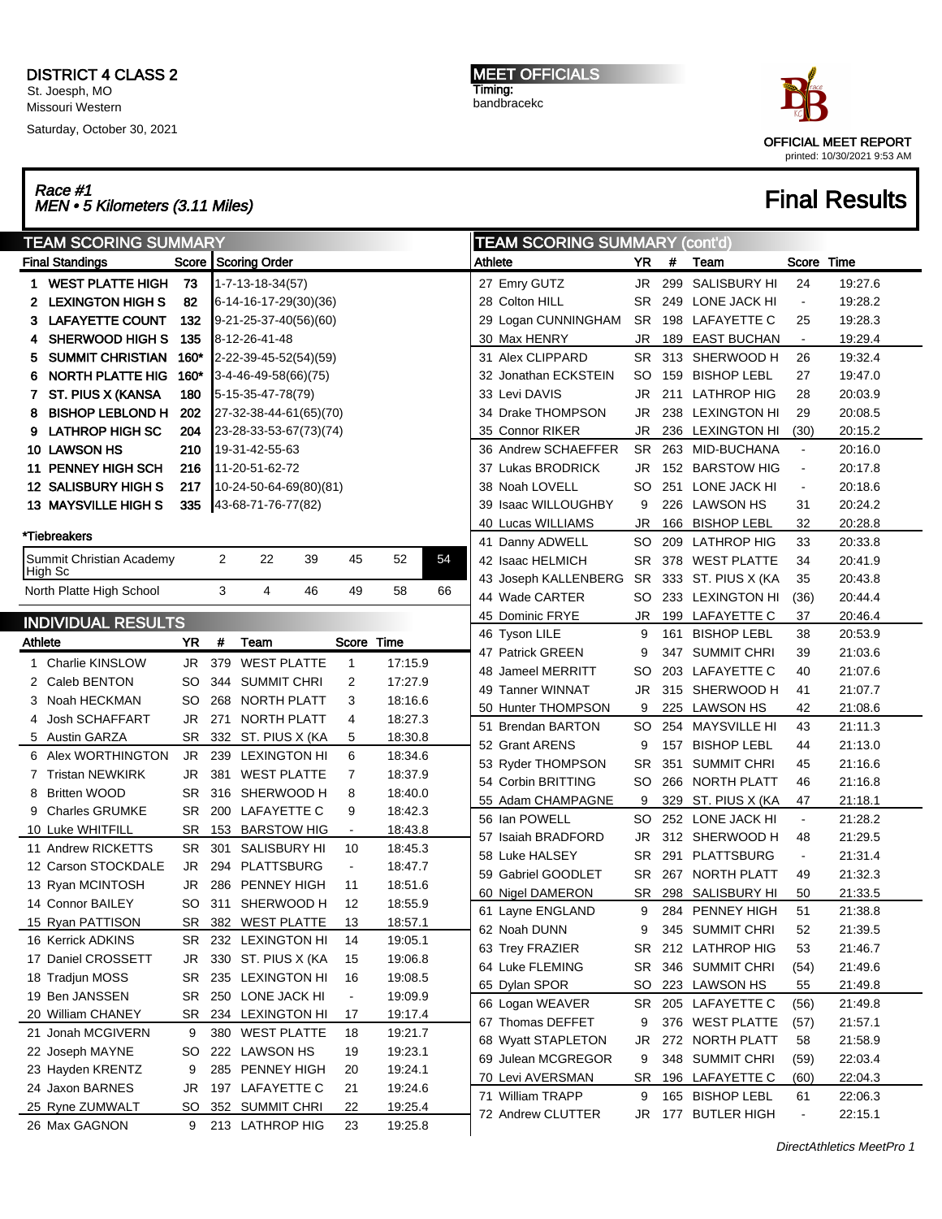**DISTRICT 4 CLASS 2**
St. Joesph, MO
Missouri Western
Saturday, October 30, 2021

**MEET OFFICIALS**
Timing:
bandbracekc

OFFICIAL MEET REPORT
printed: 10/30/2021 9:53 AM

## Race #1
### MEN • 5 Kilometers (3.11 Miles)

# Final Results

## TEAM SCORING SUMMARY

| Final Standings | | Score | Scoring Order |
|---|---|---|---|
| 1 | WEST PLATTE HIGH | 73 | 1-7-13-18-34(57) |
| 2 | LEXINGTON HIGH S | 82 | 6-14-16-17-29(30)(36) |
| 3 | LAFAYETTE COUNT | 132 | 9-21-25-37-40(56)(60) |
| 4 | SHERWOOD HIGH S | 135 | 8-12-26-41-48 |
| 5 | SUMMIT CHRISTIAN | 160* | 2-22-39-45-52(54)(59) |
| 6 | NORTH PLATTE HIG | 160* | 3-4-46-49-58(66)(75) |
| 7 | ST. PIUS X (KANSA | 180 | 5-15-35-47-78(79) |
| 8 | BISHOP LEBLOND H | 202 | 27-32-38-44-61(65)(70) |
| 9 | LATHROP HIGH SC | 204 | 23-28-33-53-67(73)(74) |
| 10 | LAWSON HS | 210 | 19-31-42-55-63 |
| 11 | PENNEY HIGH SCH | 216 | 11-20-51-62-72 |
| 12 | SALISBURY HIGH S | 217 | 10-24-50-64-69(80)(81) |
| 13 | MAYSVILLE HIGH S | 335 | 43-68-71-76-77(82) |

*Tiebreakers

| | | | | | | |
|---|---|---|---|---|---|---|
| Summit Christian Academy High Sc | 2 | 22 | 39 | 45 | 52 | 54 |
| North Platte High School | 3 | 4 | 46 | 49 | 58 | 66 |

## INDIVIDUAL RESULTS

| Athlete | YR | # | Team | Score | Time |
|---|---|---|---|---|---|
| 1 Charlie KINSLOW | JR | 379 | WEST PLATTE | 1 | 17:15.9 |
| 2 Caleb BENTON | SO | 344 | SUMMIT CHRI | 2 | 17:27.9 |
| 3 Noah HECKMAN | SO | 268 | NORTH PLATT | 3 | 18:16.6 |
| 4 Josh SCHAFFART | JR | 271 | NORTH PLATT | 4 | 18:27.3 |
| 5 Austin GARZA | SR | 332 | ST. PIUS X (KA | 5 | 18:30.8 |
| 6 Alex WORTHINGTON | JR | 239 | LEXINGTON HI | 6 | 18:34.6 |
| 7 Tristan NEWKIRK | JR | 381 | WEST PLATTE | 7 | 18:37.9 |
| 8 Britten WOOD | SR | 316 | SHERWOOD H | 8 | 18:40.0 |
| 9 Charles GRUMKE | SR | 200 | LAFAYETTE C | 9 | 18:42.3 |
| 10 Luke WHITFILL | SR | 153 | BARSTOW HIG | - | 18:43.8 |
| 11 Andrew RICKETTS | SR | 301 | SALISBURY HI | 10 | 18:45.3 |
| 12 Carson STOCKDALE | JR | 294 | PLATTSBURG | - | 18:47.7 |
| 13 Ryan MCINTOSH | JR | 286 | PENNEY HIGH | 11 | 18:51.6 |
| 14 Connor BAILEY | SO | 311 | SHERWOOD H | 12 | 18:55.9 |
| 15 Ryan PATTISON | SR | 382 | WEST PLATTE | 13 | 18:57.1 |
| 16 Kerrick ADKINS | SR | 232 | LEXINGTON HI | 14 | 19:05.1 |
| 17 Daniel CROSSETT | JR | 330 | ST. PIUS X (KA | 15 | 19:06.8 |
| 18 Tradjun MOSS | SR | 235 | LEXINGTON HI | 16 | 19:08.5 |
| 19 Ben JANSSEN | SR | 250 | LONE JACK HI | - | 19:09.9 |
| 20 William CHANEY | SR | 234 | LEXINGTON HI | 17 | 19:17.4 |
| 21 Jonah MCGIVERN | 9 | 380 | WEST PLATTE | 18 | 19:21.7 |
| 22 Joseph MAYNE | SO | 222 | LAWSON HS | 19 | 19:23.1 |
| 23 Hayden KRENTZ | 9 | 285 | PENNEY HIGH | 20 | 19:24.1 |
| 24 Jaxon BARNES | JR | 197 | LAFAYETTE C | 21 | 19:24.6 |
| 25 Ryne ZUMWALT | SO | 352 | SUMMIT CHRI | 22 | 19:25.4 |
| 26 Max GAGNON | 9 | 213 | LATHROP HIG | 23 | 19:25.8 |
| 27 Emry GUTZ | JR | 299 | SALISBURY HI | 24 | 19:27.6 |
| 28 Colton HILL | SR | 249 | LONE JACK HI | - | 19:28.2 |
| 29 Logan CUNNINGHAM | SR | 198 | LAFAYETTE C | 25 | 19:28.3 |
| 30 Max HENRY | JR | 189 | EAST BUCHAN | - | 19:29.4 |
| 31 Alex CLIPPARD | SR | 313 | SHERWOOD H | 26 | 19:32.4 |
| 32 Jonathan ECKSTEIN | SO | 159 | BISHOP LEBL | 27 | 19:47.0 |
| 33 Levi DAVIS | JR | 211 | LATHROP HIG | 28 | 20:03.9 |
| 34 Drake THOMPSON | JR | 238 | LEXINGTON HI | 29 | 20:08.5 |
| 35 Connor RIKER | JR | 236 | LEXINGTON HI | (30) | 20:15.2 |
| 36 Andrew SCHAEFFER | SR | 263 | MID-BUCHANA | - | 20:16.0 |
| 37 Lukas BRODRICK | JR | 152 | BARSTOW HIG | - | 20:17.8 |
| 38 Noah LOVELL | SO | 251 | LONE JACK HI | - | 20:18.6 |
| 39 Isaac WILLOUGHBY | 9 | 226 | LAWSON HS | 31 | 20:24.2 |
| 40 Lucas WILLIAMS | JR | 166 | BISHOP LEBL | 32 | 20:28.8 |
| 41 Danny ADWELL | SO | 209 | LATHROP HIG | 33 | 20:33.8 |
| 42 Isaac HELMICH | SR | 378 | WEST PLATTE | 34 | 20:41.9 |
| 43 Joseph KALLENBERG | SR | 333 | ST. PIUS X (KA | 35 | 20:43.8 |
| 44 Wade CARTER | SO | 233 | LEXINGTON HI | (36) | 20:44.4 |
| 45 Dominic FRYE | JR | 199 | LAFAYETTE C | 37 | 20:46.4 |
| 46 Tyson LILE | 9 | 161 | BISHOP LEBL | 38 | 20:53.9 |
| 47 Patrick GREEN | 9 | 347 | SUMMIT CHRI | 39 | 21:03.6 |
| 48 Jameel MERRITT | SO | 203 | LAFAYETTE C | 40 | 21:07.6 |
| 49 Tanner WINNAT | JR | 315 | SHERWOOD H | 41 | 21:07.7 |
| 50 Hunter THOMPSON | 9 | 225 | LAWSON HS | 42 | 21:08.6 |
| 51 Brendan BARTON | SO | 254 | MAYSVILLE HI | 43 | 21:11.3 |
| 52 Grant ARENS | 9 | 157 | BISHOP LEBL | 44 | 21:13.0 |
| 53 Ryder THOMPSON | SR | 351 | SUMMIT CHRI | 45 | 21:16.6 |
| 54 Corbin BRITTING | SO | 266 | NORTH PLATT | 46 | 21:16.8 |
| 55 Adam CHAMPAGNE | 9 | 329 | ST. PIUS X (KA | 47 | 21:18.1 |
| 56 Ian POWELL | SO | 252 | LONE JACK HI | - | 21:28.2 |
| 57 Isaiah BRADFORD | JR | 312 | SHERWOOD H | 48 | 21:29.5 |
| 58 Luke HALSEY | SR | 291 | PLATTSBURG | - | 21:31.4 |
| 59 Gabriel GOODLET | SR | 267 | NORTH PLATT | 49 | 21:32.3 |
| 60 Nigel DAMERON | SR | 298 | SALISBURY HI | 50 | 21:33.5 |
| 61 Layne ENGLAND | 9 | 284 | PENNEY HIGH | 51 | 21:38.8 |
| 62 Noah DUNN | 9 | 345 | SUMMIT CHRI | 52 | 21:39.5 |
| 63 Trey FRAZIER | SR | 212 | LATHROP HIG | 53 | 21:46.7 |
| 64 Luke FLEMING | SR | 346 | SUMMIT CHRI | (54) | 21:49.6 |
| 65 Dylan SPOR | SO | 223 | LAWSON HS | 55 | 21:49.8 |
| 66 Logan WEAVER | SR | 205 | LAFAYETTE C | (56) | 21:49.8 |
| 67 Thomas DEFFET | 9 | 376 | WEST PLATTE | (57) | 21:57.1 |
| 68 Wyatt STAPLETON | JR | 272 | NORTH PLATT | 58 | 21:58.9 |
| 69 Julean MCGREGOR | 9 | 348 | SUMMIT CHRI | (59) | 22:03.4 |
| 70 Levi AVERSMAN | SR | 196 | LAFAYETTE C | (60) | 22:04.3 |
| 71 William TRAPP | 9 | 165 | BISHOP LEBL | 61 | 22:06.3 |
| 72 Andrew CLUTTER | JR | 177 | BUTLER HIGH | - | 22:15.1 |

DirectAthletics MeetPro 1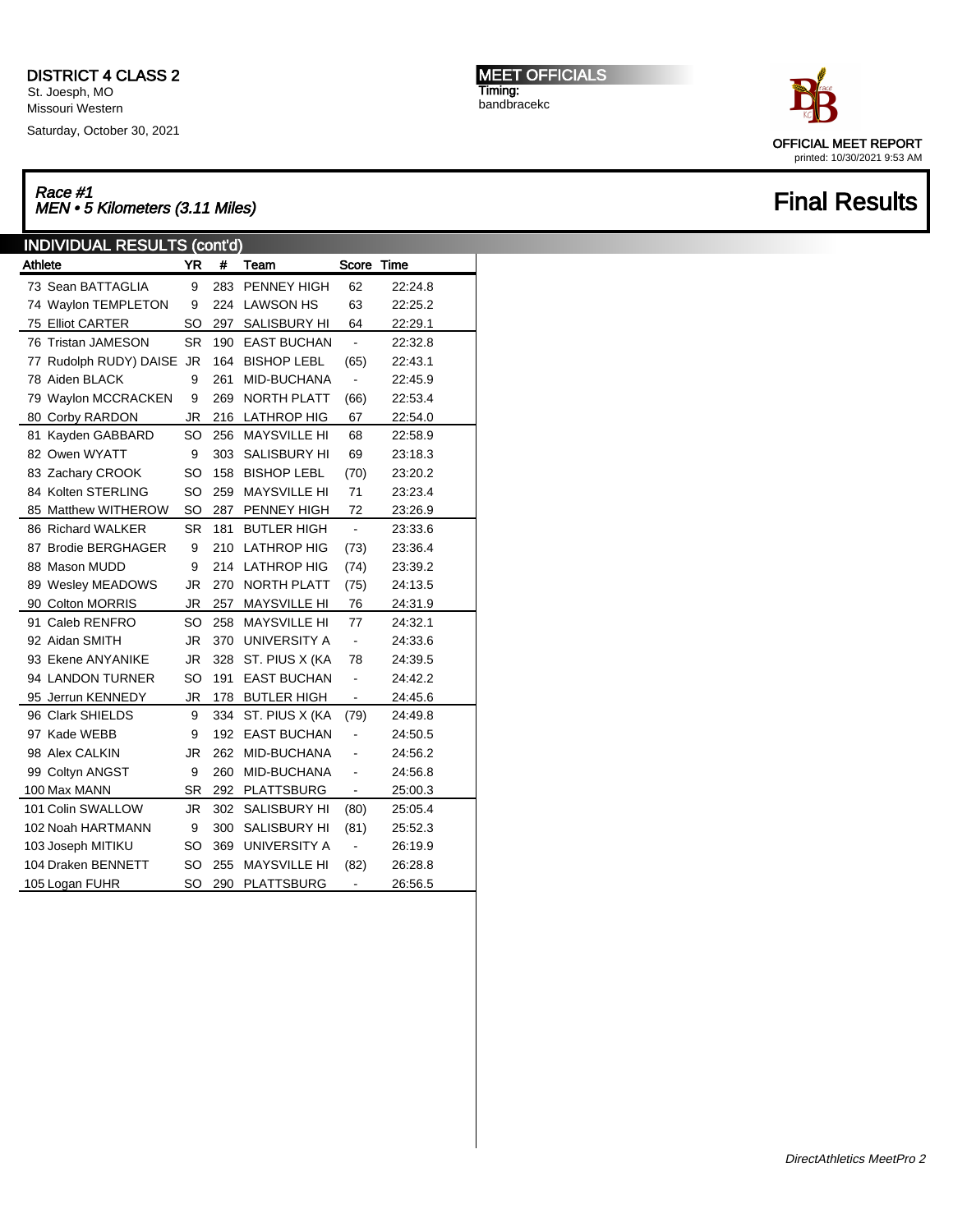DISTRICT 4 CLASS 2
St. Joesph, MO
Missouri Western
Saturday, October 30, 2021

MEET OFFICIALS
Timing:
bandbracekc

OFFICIAL MEET REPORT
printed: 10/30/2021 9:53 AM

*Race #1*
*MEN • 5 Kilometers (3.11 Miles)*

## Final Results

### INDIVIDUAL RESULTS (cont'd)

| Athlete | YR | # | Team | Score | Time |
|---|---|---|---|---|---|
| 73 Sean BATTAGLIA | 9 | 283 | PENNEY HIGH | 62 | 22:24.8 |
| 74 Waylon TEMPLETON | 9 | 224 | LAWSON HS | 63 | 22:25.2 |
| 75 Elliot CARTER | SO | 297 | SALISBURY HI | 64 | 22:29.1 |
| 76 Tristan JAMESON | SR | 190 | EAST BUCHAN | - | 22:32.8 |
| 77 Rudolph RUDY) DAISE | JR | 164 | BISHOP LEBL | (65) | 22:43.1 |
| 78 Aiden BLACK | 9 | 261 | MID-BUCHANA | - | 22:45.9 |
| 79 Waylon MCCRACKEN | 9 | 269 | NORTH PLATT | (66) | 22:53.4 |
| 80 Corby RARDON | JR | 216 | LATHROP HIG | 67 | 22:54.0 |
| 81 Kayden GABBARD | SO | 256 | MAYSVILLE HI | 68 | 22:58.9 |
| 82 Owen WYATT | 9 | 303 | SALISBURY HI | 69 | 23:18.3 |
| 83 Zachary CROOK | SO | 158 | BISHOP LEBL | (70) | 23:20.2 |
| 84 Kolten STERLING | SO | 259 | MAYSVILLE HI | 71 | 23:23.4 |
| 85 Matthew WITHEROW | SO | 287 | PENNEY HIGH | 72 | 23:26.9 |
| 86 Richard WALKER | SR | 181 | BUTLER HIGH | - | 23:33.6 |
| 87 Brodie BERGHAGER | 9 | 210 | LATHROP HIG | (73) | 23:36.4 |
| 88 Mason MUDD | 9 | 214 | LATHROP HIG | (74) | 23:39.2 |
| 89 Wesley MEADOWS | JR | 270 | NORTH PLATT | (75) | 24:13.5 |
| 90 Colton MORRIS | JR | 257 | MAYSVILLE HI | 76 | 24:31.9 |
| 91 Caleb RENFRO | SO | 258 | MAYSVILLE HI | 77 | 24:32.1 |
| 92 Aidan SMITH | JR | 370 | UNIVERSITY A | - | 24:33.6 |
| 93 Ekene ANYANIKE | JR | 328 | ST. PIUS X (KA | 78 | 24:39.5 |
| 94 LANDON TURNER | SO | 191 | EAST BUCHAN | - | 24:42.2 |
| 95 Jerrun KENNEDY | JR | 178 | BUTLER HIGH | - | 24:45.6 |
| 96 Clark SHIELDS | 9 | 334 | ST. PIUS X (KA | (79) | 24:49.8 |
| 97 Kade WEBB | 9 | 192 | EAST BUCHAN | - | 24:50.5 |
| 98 Alex CALKIN | JR | 262 | MID-BUCHANA | - | 24:56.2 |
| 99 Coltyn ANGST | 9 | 260 | MID-BUCHANA | - | 24:56.8 |
| 100 Max MANN | SR | 292 | PLATTSBURG | - | 25:00.3 |
| 101 Colin SWALLOW | JR | 302 | SALISBURY HI | (80) | 25:05.4 |
| 102 Noah HARTMANN | 9 | 300 | SALISBURY HI | (81) | 25:52.3 |
| 103 Joseph MITIKU | SO | 369 | UNIVERSITY A | - | 26:19.9 |
| 104 Draken BENNETT | SO | 255 | MAYSVILLE HI | (82) | 26:28.8 |
| 105 Logan FUHR | SO | 290 | PLATTSBURG | - | 26:56.5 |

*DirectAthletics MeetPro 2*